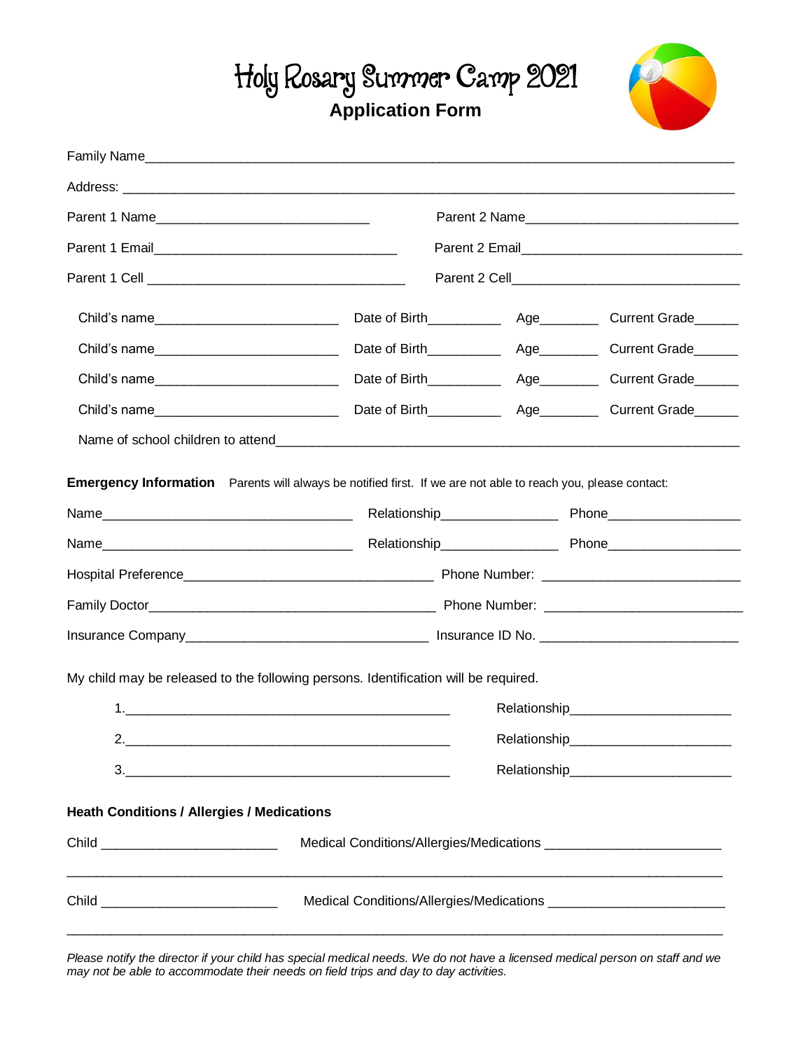# Holy Rosary Summer Camp 2021

## Application Form

Family Name_______________________________________________________________________________

Address: _________________________________________________________________________________

Parent 1 Name____________________________ Parent 2 Name____________________________

Parent 1 Email_________________________________ Parent 2 Email______________________________

Parent 1 Cell _________________________________ Parent 2 Cell_______________________________

Child's name________________________ Date of Birth__________ Age________ Current Grade______

Child's name________________________ Date of Birth__________ Age________ Current Grade______

Child's name________________________ Date of Birth__________ Age________ Current Grade______

Child's name________________________ Date of Birth__________ Age________ Current Grade______

Name of school children to attend_____________________________________________________________

**Emergency Information** Parents will always be notified first. If we are not able to reach you, please contact:

Name________________________________ Relationship________________ Phone__________________

Name________________________________ Relationship________________ Phone__________________

Hospital Preference_________________________________ Phone Number: __________________________

Family Doctor______________________________________ Phone Number: __________________________

Insurance Company_________________________________ Insurance ID No. _________________________

My child may be released to the following persons. Identification will be required.

1.____________________________________________ Relationship_____________________

2.____________________________________________ Relationship_____________________

3.____________________________________________ Relationship_____________________

**Heath Conditions / Allergies / Medications**

Child _______________________ Medical Conditions/Allergies/Medications _______________________

_____________________________________________________________________________________

Child _______________________ Medical Conditions/Allergies/Medications _______________________

_____________________________________________________________________________________

*Please notify the director if your child has special medical needs. We do not have a licensed medical person on staff and we may not be able to accommodate their needs on field trips and day to day activities.*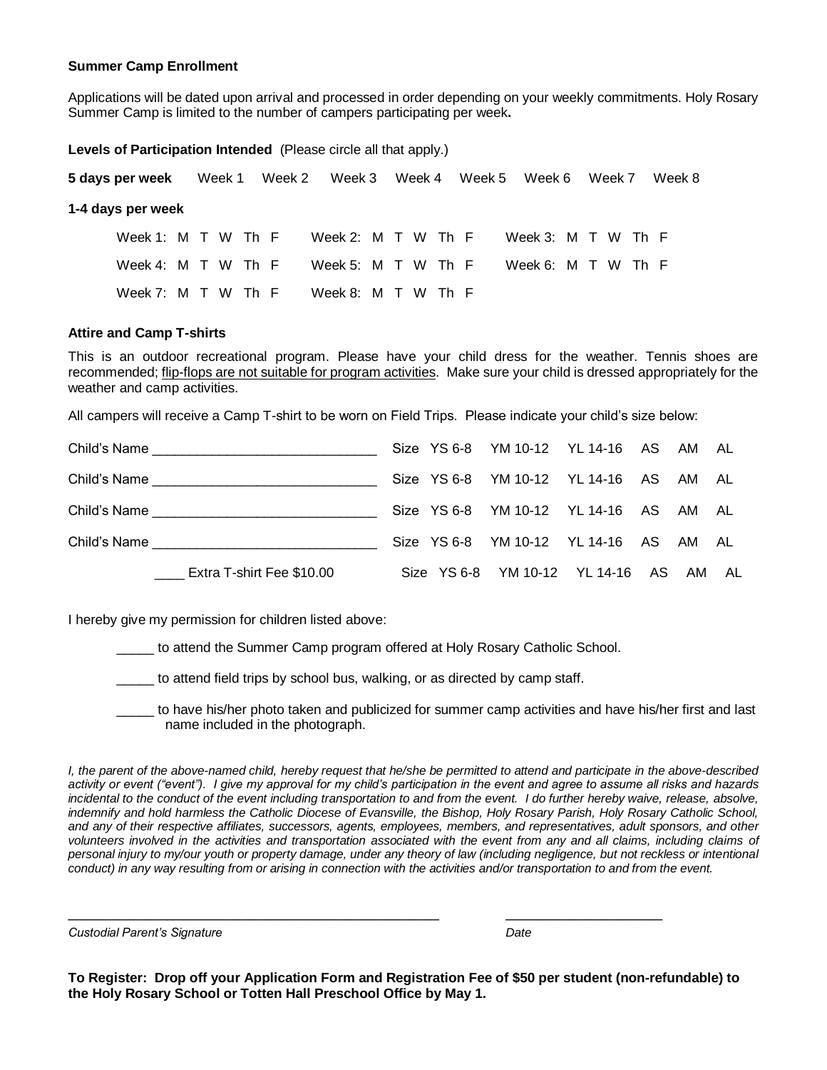**Summer Camp Enrollment**

Applications will be dated upon arrival and processed in order depending on your weekly commitments. Holy Rosary Summer Camp is limited to the number of campers participating per week**.**

**Levels of Participation Intended** (Please circle all that apply.)

**5 days per week** Week 1 Week 2 Week 3 Week 4 Week 5 Week 6 Week 7 Week 8

**1-4 days per week**

| | | |
|---|---|---|
| Week 1: M T W Th F | Week 2: M T W Th F | Week 3: M T W Th F |
| Week 4: M T W Th F | Week 5: M T W Th F | Week 6: M T W Th F |
| Week 7: M T W Th F | Week 8: M T W Th F | |

**Attire and Camp T-shirts**

This is an outdoor recreational program. Please have your child dress for the weather. Tennis shoes are recommended; flip-flops are not suitable for program activities. Make sure your child is dressed appropriately for the weather and camp activities.

All campers will receive a Camp T-shirt to be worn on Field Trips. Please indicate your child's size below:

Child's Name _____________________________ Size YS 6-8 YM 10-12 YL 14-16 AS AM AL

Child's Name _____________________________ Size YS 6-8 YM 10-12 YL 14-16 AS AM AL

Child's Name _____________________________ Size YS 6-8 YM 10-12 YL 14-16 AS AM AL

Child's Name _____________________________ Size YS 6-8 YM 10-12 YL 14-16 AS AM AL

____ Extra T-shirt Fee $10.00 Size YS 6-8 YM 10-12 YL 14-16 AS AM AL

I hereby give my permission for children listed above:

_____ to attend the Summer Camp program offered at Holy Rosary Catholic School.

_____ to attend field trips by school bus, walking, or as directed by camp staff.

_____ to have his/her photo taken and publicized for summer camp activities and have his/her first and last name included in the photograph.

*I, the parent of the above-named child, hereby request that he/she be permitted to attend and participate in the above-described activity or event ("event"). I give my approval for my child's participation in the event and agree to assume all risks and hazards incidental to the conduct of the event including transportation to and from the event. I do further hereby waive, release, absolve, indemnify and hold harmless the Catholic Diocese of Evansville, the Bishop, Holy Rosary Parish, Holy Rosary Catholic School, and any of their respective affiliates, successors, agents, employees, members, and representatives, adult sponsors, and other volunteers involved in the activities and transportation associated with the event from any and all claims, including claims of personal injury to my/our youth or property damage, under any theory of law (including negligence, but not reckless or intentional conduct) in any way resulting from or arising in connection with the activities and/or transportation to and from the event.*

_________________________________________________ _____________________

*Custodial Parent's Signature* *Date*

**To Register: Drop off your Application Form and Registration Fee of $50 per student (non-refundable) to the Holy Rosary School or Totten Hall Preschool Office by May 1.**